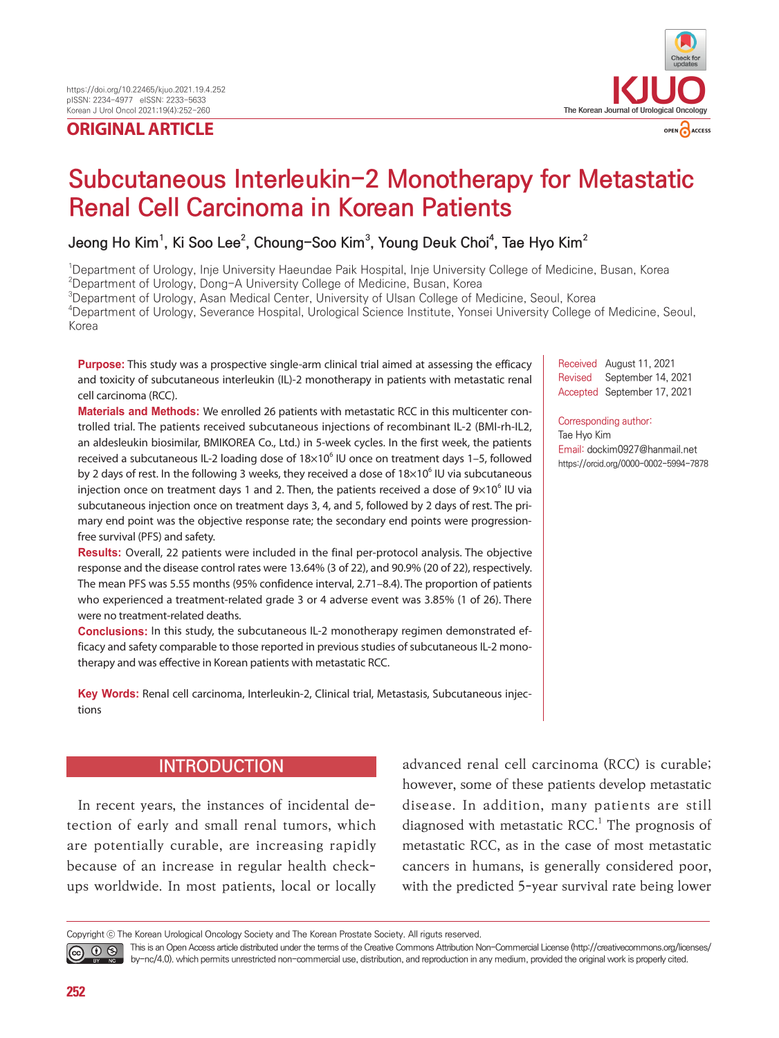ORIGINAL ARTICLE

# Subcutaneous Interleukin-2 Monotherapy for Metastatic Renal Cell Carcinoma in Korean Patients

Jeong Ho Kim[1], Ki Soo Lee[2], Choung-Soo Kim[3], Young Deuk Choi[4], Tae Hyo Kim[2]

[1]Department of Urology, Inje University Haeundae Paik Hospital, Inje University College of Medicine, Busan, Korea
[2]Department of Urology, Dong-A University College of Medicine, Busan, Korea
[3]Department of Urology, Asan Medical Center, University of Ulsan College of Medicine, Seoul, Korea
[4]Department of Urology, Severance Hospital, Urological Science Institute, Yonsei University College of Medicine, Seoul, Korea

**Purpose:** This study was a prospective single-arm clinical trial aimed at assessing the efficacy and toxicity of subcutaneous interleukin (IL)-2 monotherapy in patients with metastatic renal cell carcinoma (RCC).

**Materials and Methods:** We enrolled 26 patients with metastatic RCC in this multicenter controlled trial. The patients received subcutaneous injections of recombinant IL-2 (BMI-rh-IL2, an aldesleukin biosimilar, BMIKOREA Co., Ltd.) in 5-week cycles. In the first week, the patients received a subcutaneous IL-2 loading dose of $18\times10^6$ IU once on treatment days 1–5, followed by 2 days of rest. In the following 3 weeks, they received a dose of $18\times10^6$ IU via subcutaneous injection once on treatment days 1 and 2. Then, the patients received a dose of $9\times10^6$ IU via subcutaneous injection once on treatment days 3, 4, and 5, followed by 2 days of rest. The primary end point was the objective response rate; the secondary end points were progression-free survival (PFS) and safety.

**Results:** Overall, 22 patients were included in the final per-protocol analysis. The objective response and the disease control rates were 13.64% (3 of 22), and 90.9% (20 of 22), respectively. The mean PFS was 5.55 months (95% confidence interval, 2.71–8.4). The proportion of patients who experienced a treatment-related grade 3 or 4 adverse event was 3.85% (1 of 26). There were no treatment-related deaths.

**Conclusions:** In this study, the subcutaneous IL-2 monotherapy regimen demonstrated efficacy and safety comparable to those reported in previous studies of subcutaneous IL-2 monotherapy and was effective in Korean patients with metastatic RCC.

**Key Words:** Renal cell carcinoma, Interleukin-2, Clinical trial, Metastasis, Subcutaneous injections

Received August 11, 2021
Revised September 14, 2021
Accepted September 17, 2021

Corresponding author: Tae Hyo Kim
Email: dockim0927@hanmail.net
https://orcid.org/0000-0002-5994-7878

## INTRODUCTION

In recent years, the instances of incidental detection of early and small renal tumors, which are potentially curable, are increasing rapidly because of an increase in regular health checkups worldwide. In most patients, local or locally advanced renal cell carcinoma (RCC) is curable; however, some of these patients develop metastatic disease. In addition, many patients are still diagnosed with metastatic RCC.[1] The prognosis of metastatic RCC, as in the case of most metastatic cancers in humans, is generally considered poor, with the predicted 5-year survival rate being lower

Copyright ⓒ The Korean Urological Oncology Society and The Korean Prostate Society. All rigots reserved.

This is an Open Access article distributed under the terms of the Creative Commons Attribution Non-Commercial License (http://creativecommons.org/licenses/by-nc/4.0). which permits unrestricted non-commercial use, distribution, and reproduction in any medium, provided the original work is properly cited.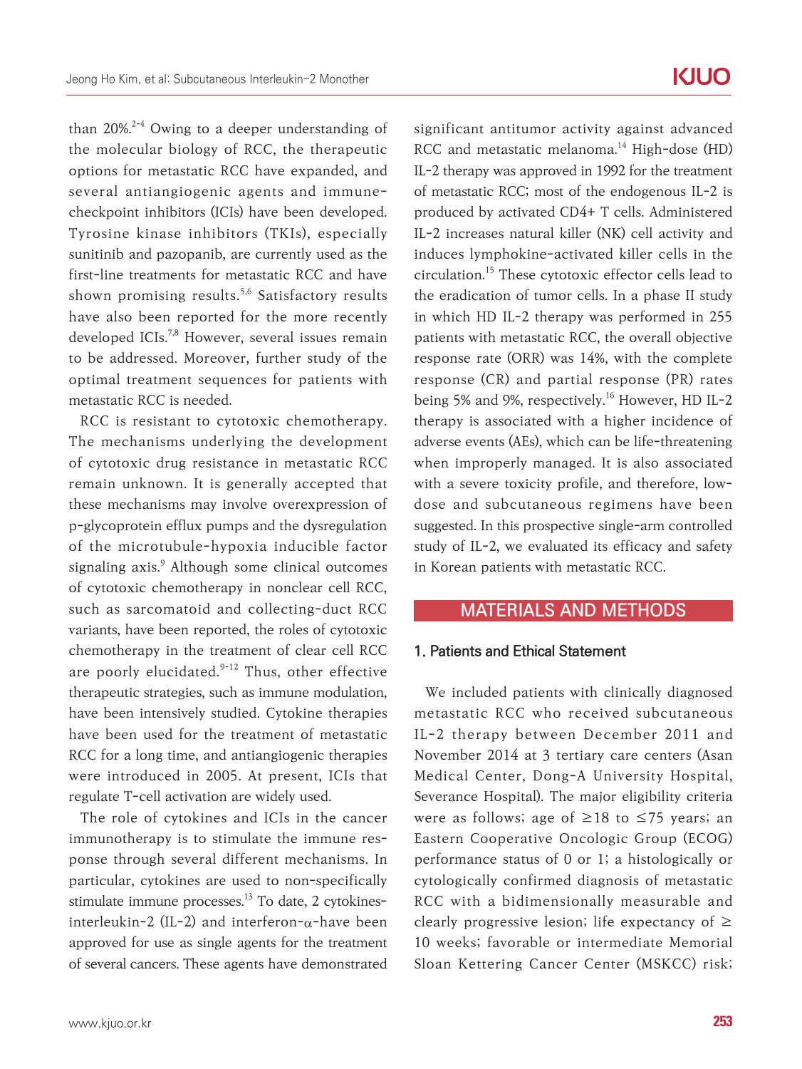than 20%.[2-4] Owing to a deeper understanding of the molecular biology of RCC, the therapeutic options for metastatic RCC have expanded, and several antiangiogenic agents and immune-checkpoint inhibitors (ICIs) have been developed. Tyrosine kinase inhibitors (TKIs), especially sunitinib and pazopanib, are currently used as the first-line treatments for metastatic RCC and have shown promising results.[5,6] Satisfactory results have also been reported for the more recently developed ICIs.[7,8] However, several issues remain to be addressed. Moreover, further study of the optimal treatment sequences for patients with metastatic RCC is needed.

RCC is resistant to cytotoxic chemotherapy. The mechanisms underlying the development of cytotoxic drug resistance in metastatic RCC remain unknown. It is generally accepted that these mechanisms may involve overexpression of p-glycoprotein efflux pumps and the dysregulation of the microtubule-hypoxia inducible factor signaling axis.[9] Although some clinical outcomes of cytotoxic chemotherapy in nonclear cell RCC, such as sarcomatoid and collecting-duct RCC variants, have been reported, the roles of cytotoxic chemotherapy in the treatment of clear cell RCC are poorly elucidated.[9-12] Thus, other effective therapeutic strategies, such as immune modulation, have been intensively studied. Cytokine therapies have been used for the treatment of metastatic RCC for a long time, and antiangiogenic therapies were introduced in 2005. At present, ICIs that regulate T-cell activation are widely used.

The role of cytokines and ICIs in the cancer immunotherapy is to stimulate the immune response through several different mechanisms. In particular, cytokines are used to non-specifically stimulate immune processes.[13] To date, 2 cytokines-interleukin-2 (IL-2) and interferon-α-have been approved for use as single agents for the treatment of several cancers. These agents have demonstrated significant antitumor activity against advanced RCC and metastatic melanoma.[14] High-dose (HD) IL-2 therapy was approved in 1992 for the treatment of metastatic RCC; most of the endogenous IL-2 is produced by activated CD4+ T cells. Administered IL-2 increases natural killer (NK) cell activity and induces lymphokine-activated killer cells in the circulation.[15] These cytotoxic effector cells lead to the eradication of tumor cells. In a phase II study in which HD IL-2 therapy was performed in 255 patients with metastatic RCC, the overall objective response rate (ORR) was 14%, with the complete response (CR) and partial response (PR) rates being 5% and 9%, respectively.[16] However, HD IL-2 therapy is associated with a higher incidence of adverse events (AEs), which can be life-threatening when improperly managed. It is also associated with a severe toxicity profile, and therefore, low-dose and subcutaneous regimens have been suggested. In this prospective single-arm controlled study of IL-2, we evaluated its efficacy and safety in Korean patients with metastatic RCC.

## MATERIALS AND METHODS

### 1. Patients and Ethical Statement

We included patients with clinically diagnosed metastatic RCC who received subcutaneous IL-2 therapy between December 2011 and November 2014 at 3 tertiary care centers (Asan Medical Center, Dong-A University Hospital, Severance Hospital). The major eligibility criteria were as follows; age of ≥18 to ≤75 years; an Eastern Cooperative Oncologic Group (ECOG) performance status of 0 or 1; a histologically or cytologically confirmed diagnosis of metastatic RCC with a bidimensionally measurable and clearly progressive lesion; life expectancy of ≥ 10 weeks; favorable or intermediate Memorial Sloan Kettering Cancer Center (MSKCC) risk;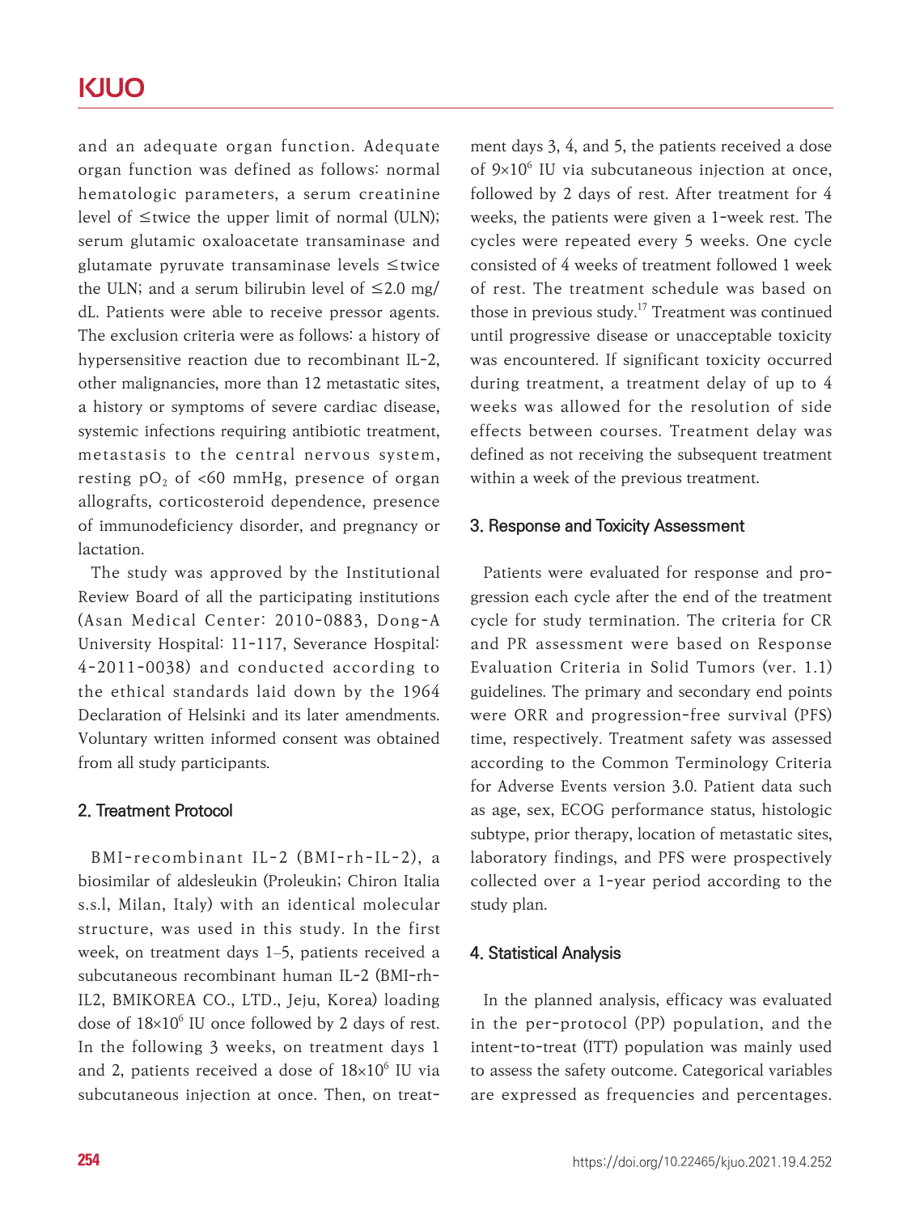and an adequate organ function. Adequate organ function was defined as follows: normal hematologic parameters, a serum creatinine level of ≤twice the upper limit of normal (ULN); serum glutamic oxaloacetate transaminase and glutamate pyruvate transaminase levels ≤twice the ULN; and a serum bilirubin level of ≤2.0 mg/dL. Patients were able to receive pressor agents. The exclusion criteria were as follows: a history of hypersensitive reaction due to recombinant IL-2, other malignancies, more than 12 metastatic sites, a history or symptoms of severe cardiac disease, systemic infections requiring antibiotic treatment, metastasis to the central nervous system, resting $pO_2$ of <60 mmHg, presence of organ allografts, corticosteroid dependence, presence of immunodeficiency disorder, and pregnancy or lactation.

The study was approved by the Institutional Review Board of all the participating institutions (Asan Medical Center: 2010-0883, Dong-A University Hospital: 11-117, Severance Hospital: 4-2011-0038) and conducted according to the ethical standards laid down by the 1964 Declaration of Helsinki and its later amendments. Voluntary written informed consent was obtained from all study participants.

## 2. Treatment Protocol

BMI-recombinant IL-2 (BMI-rh-IL-2), a biosimilar of aldesleukin (Proleukin; Chiron Italia s.s.l, Milan, Italy) with an identical molecular structure, was used in this study. In the first week, on treatment days 1–5, patients received a subcutaneous recombinant human IL-2 (BMI-rh-IL2, BMIKOREA CO., LTD., Jeju, Korea) loading dose of $18\times10^6$ IU once followed by 2 days of rest. In the following 3 weeks, on treatment days 1 and 2, patients received a dose of $18\times10^6$ IU via subcutaneous injection at once. Then, on treatment days 3, 4, and 5, the patients received a dose of $9\times10^6$ IU via subcutaneous injection at once, followed by 2 days of rest. After treatment for 4 weeks, the patients were given a 1-week rest. The cycles were repeated every 5 weeks. One cycle consisted of 4 weeks of treatment followed 1 week of rest. The treatment schedule was based on those in previous study.[17] Treatment was continued until progressive disease or unacceptable toxicity was encountered. If significant toxicity occurred during treatment, a treatment delay of up to 4 weeks was allowed for the resolution of side effects between courses. Treatment delay was defined as not receiving the subsequent treatment within a week of the previous treatment.

## 3. Response and Toxicity Assessment

Patients were evaluated for response and progression each cycle after the end of the treatment cycle for study termination. The criteria for CR and PR assessment were based on Response Evaluation Criteria in Solid Tumors (ver. 1.1) guidelines. The primary and secondary end points were ORR and progression-free survival (PFS) time, respectively. Treatment safety was assessed according to the Common Terminology Criteria for Adverse Events version 3.0. Patient data such as age, sex, ECOG performance status, histologic subtype, prior therapy, location of metastatic sites, laboratory findings, and PFS were prospectively collected over a 1-year period according to the study plan.

## 4. Statistical Analysis

In the planned analysis, efficacy was evaluated in the per-protocol (PP) population, and the intent-to-treat (ITT) population was mainly used to assess the safety outcome. Categorical variables are expressed as frequencies and percentages.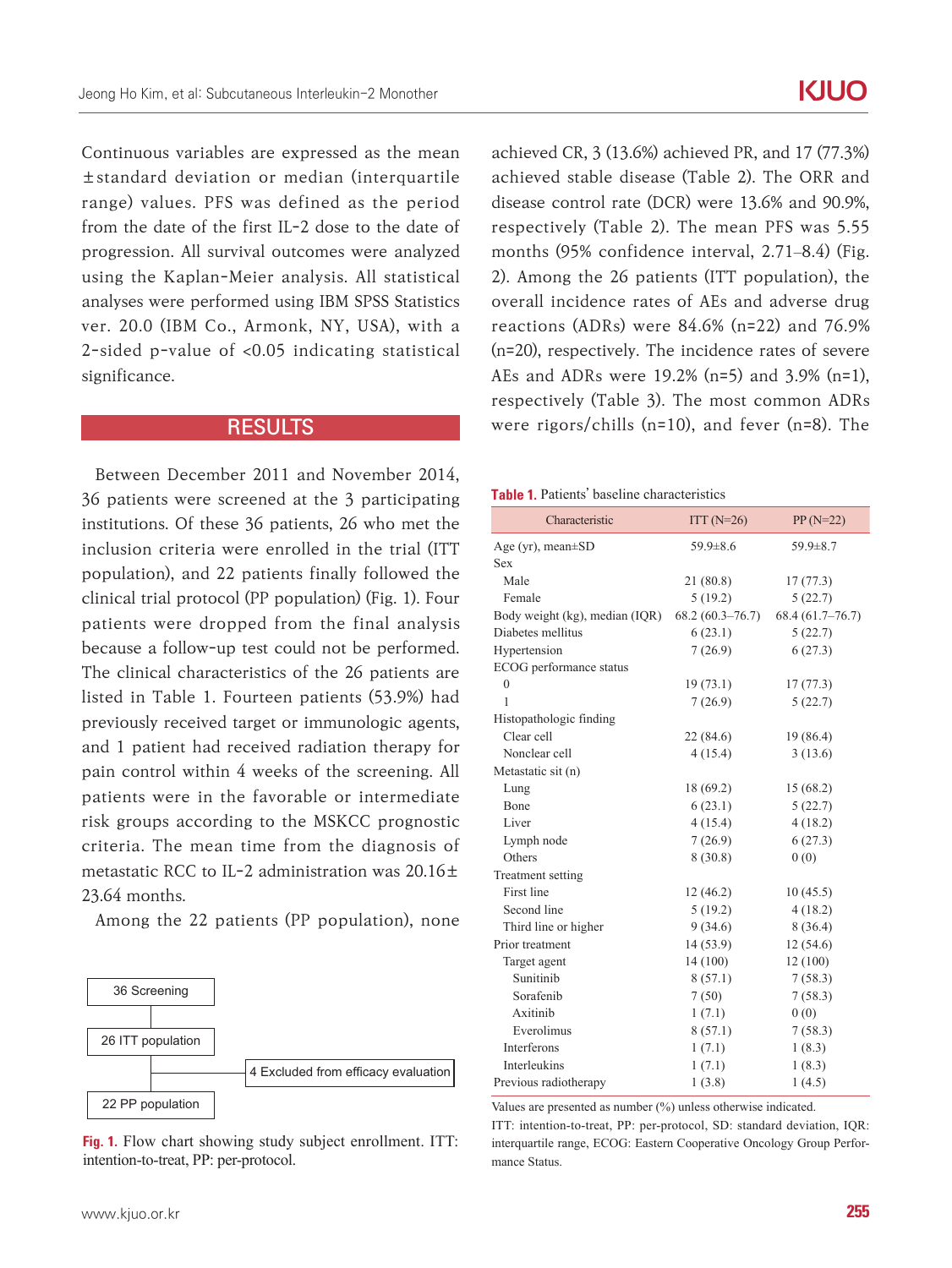Continuous variables are expressed as the mean ±standard deviation or median (interquartile range) values. PFS was defined as the period from the date of the first IL-2 dose to the date of progression. All survival outcomes were analyzed using the Kaplan-Meier analysis. All statistical analyses were performed using IBM SPSS Statistics ver. 20.0 (IBM Co., Armonk, NY, USA), with a 2-sided p-value of <0.05 indicating statistical significance.

## RESULTS

Between December 2011 and November 2014, 36 patients were screened at the 3 participating institutions. Of these 36 patients, 26 who met the inclusion criteria were enrolled in the trial (ITT population), and 22 patients finally followed the clinical trial protocol (PP population) (Fig. 1). Four patients were dropped from the final analysis because a follow-up test could not be performed. The clinical characteristics of the 26 patients are listed in Table 1. Fourteen patients (53.9%) had previously received target or immunologic agents, and 1 patient had received radiation therapy for pain control within 4 weeks of the screening. All patients were in the favorable or intermediate risk groups according to the MSKCC prognostic criteria. The mean time from the diagnosis of metastatic RCC to IL-2 administration was 20.16±23.64 months.

Among the 22 patients (PP population), none achieved CR, 3 (13.6%) achieved PR, and 17 (77.3%) achieved stable disease (Table 2). The ORR and disease control rate (DCR) were 13.6% and 90.9%, respectively (Table 2). The mean PFS was 5.55 months (95% confidence interval, 2.71–8.4) (Fig. 2). Among the 26 patients (ITT population), the overall incidence rates of AEs and adverse drug reactions (ADRs) were 84.6% (n=22) and 76.9% (n=20), respectively. The incidence rates of severe AEs and ADRs were 19.2% (n=5) and 3.9% (n=1), respectively (Table 3). The most common ADRs were rigors/chills (n=10), and fever (n=8). The

36 Screening → 26 ITT population → 4 Excluded from efficacy evaluation → 22 PP population

**Fig. 1.** Flow chart showing study subject enrollment. ITT: intention-to-treat, PP: per-protocol.

**Table 1.** Patients' baseline characteristics

| Characteristic | ITT (N=26) | PP (N=22) |
|---|---|---|
| Age (yr), mean±SD | 59.9±8.6 | 59.9±8.7 |
| Sex | | |
| Male | 21 (80.8) | 17 (77.3) |
| Female | 5 (19.2) | 5 (22.7) |
| Body weight (kg), median (IQR) | 68.2 (60.3–76.7) | 68.4 (61.7–76.7) |
| Diabetes mellitus | 6 (23.1) | 5 (22.7) |
| Hypertension | 7 (26.9) | 6 (27.3) |
| ECOG performance status | | |
| 0 | 19 (73.1) | 17 (77.3) |
| 1 | 7 (26.9) | 5 (22.7) |
| Histopathologic finding | | |
| Clear cell | 22 (84.6) | 19 (86.4) |
| Nonclear cell | 4 (15.4) | 3 (13.6) |
| Metastatic sit (n) | | |
| Lung | 18 (69.2) | 15 (68.2) |
| Bone | 6 (23.1) | 5 (22.7) |
| Liver | 4 (15.4) | 4 (18.2) |
| Lymph node | 7 (26.9) | 6 (27.3) |
| Others | 8 (30.8) | 0 (0) |
| Treatment setting | | |
| First line | 12 (46.2) | 10 (45.5) |
| Second line | 5 (19.2) | 4 (18.2) |
| Third line or higher | 9 (34.6) | 8 (36.4) |
| Prior treatment | 14 (53.9) | 12 (54.6) |
| Target agent | 14 (100) | 12 (100) |
| Sunitinib | 8 (57.1) | 7 (58.3) |
| Sorafenib | 7 (50) | 7 (58.3) |
| Axitinib | 1 (7.1) | 0 (0) |
| Everolimus | 8 (57.1) | 7 (58.3) |
| Interferons | 1 (7.1) | 1 (8.3) |
| Interleukins | 1 (7.1) | 1 (8.3) |
| Previous radiotherapy | 1 (3.8) | 1 (4.5) |

Values are presented as number (%) unless otherwise indicated.
ITT: intention-to-treat, PP: per-protocol, SD: standard deviation, IQR: interquartile range, ECOG: Eastern Cooperative Oncology Group Performance Status.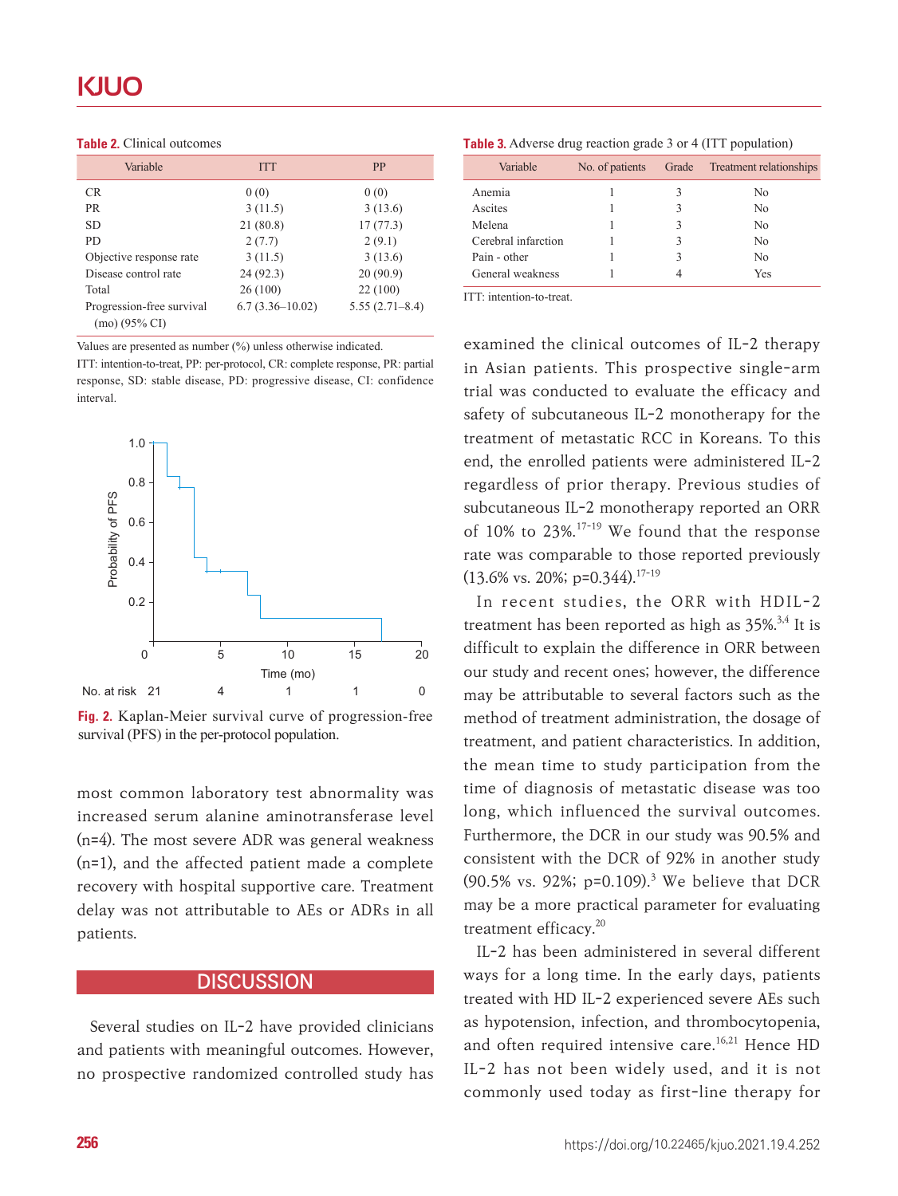**Table 2.** Clinical outcomes

| Variable | ITT | PP |
|---|---|---|
| CR | 0 (0) | 0 (0) |
| PR | 3 (11.5) | 3 (13.6) |
| SD | 21 (80.8) | 17 (77.3) |
| PD | 2 (7.7) | 2 (9.1) |
| Objective response rate | 3 (11.5) | 3 (13.6) |
| Disease control rate | 24 (92.3) | 20 (90.9) |
| Total | 26 (100) | 22 (100) |
| Progression-free survival (mo) (95% CI) | 6.7 (3.36–10.02) | 5.55 (2.71–8.4) |

Values are presented as number (%) unless otherwise indicated.
ITT: intention-to-treat, PP: per-protocol, CR: complete response, PR: partial response, SD: stable disease, PD: progressive disease, CI: confidence interval.

**Fig. 2.** Kaplan-Meier survival curve of progression-free survival (PFS) in the per-protocol population.

most common laboratory test abnormality was increased serum alanine aminotransferase level (n=4). The most severe ADR was general weakness (n=1), and the affected patient made a complete recovery with hospital supportive care. Treatment delay was not attributable to AEs or ADRs in all patients.

## DISCUSSION

Several studies on IL-2 have provided clinicians and patients with meaningful outcomes. However, no prospective randomized controlled study has examined the clinical outcomes of IL-2 therapy in Asian patients. This prospective single-arm trial was conducted to evaluate the efficacy and safety of subcutaneous IL-2 monotherapy for the treatment of metastatic RCC in Koreans. To this end, the enrolled patients were administered IL-2 regardless of prior therapy. Previous studies of subcutaneous IL-2 monotherapy reported an ORR of 10% to 23%.[17-19] We found that the response rate was comparable to those reported previously (13.6% vs. 20%; p=0.344).[17-19]

**Table 3.** Adverse drug reaction grade 3 or 4 (ITT population)

| Variable | No. of patients | Grade | Treatment relationships |
|---|---|---|---|
| Anemia | 1 | 3 | No |
| Ascites | 1 | 3 | No |
| Melena | 1 | 3 | No |
| Cerebral infarction | 1 | 3 | No |
| Pain - other | 1 | 3 | No |
| General weakness | 1 | 4 | Yes |

ITT: intention-to-treat.

In recent studies, the ORR with HDIL-2 treatment has been reported as high as 35%.[3,4] It is difficult to explain the difference in ORR between our study and recent ones; however, the difference may be attributable to several factors such as the method of treatment administration, the dosage of treatment, and patient characteristics. In addition, the mean time to study participation from the time of diagnosis of metastatic disease was too long, which influenced the survival outcomes. Furthermore, the DCR in our study was 90.5% and consistent with the DCR of 92% in another study (90.5% vs. 92%; p=0.109).[3] We believe that DCR may be a more practical parameter for evaluating treatment efficacy.[20]

IL-2 has been administered in several different ways for a long time. In the early days, patients treated with HD IL-2 experienced severe AEs such as hypotension, infection, and thrombocytopenia, and often required intensive care.[16,21] Hence HD IL-2 has not been widely used, and it is not commonly used today as first-line therapy for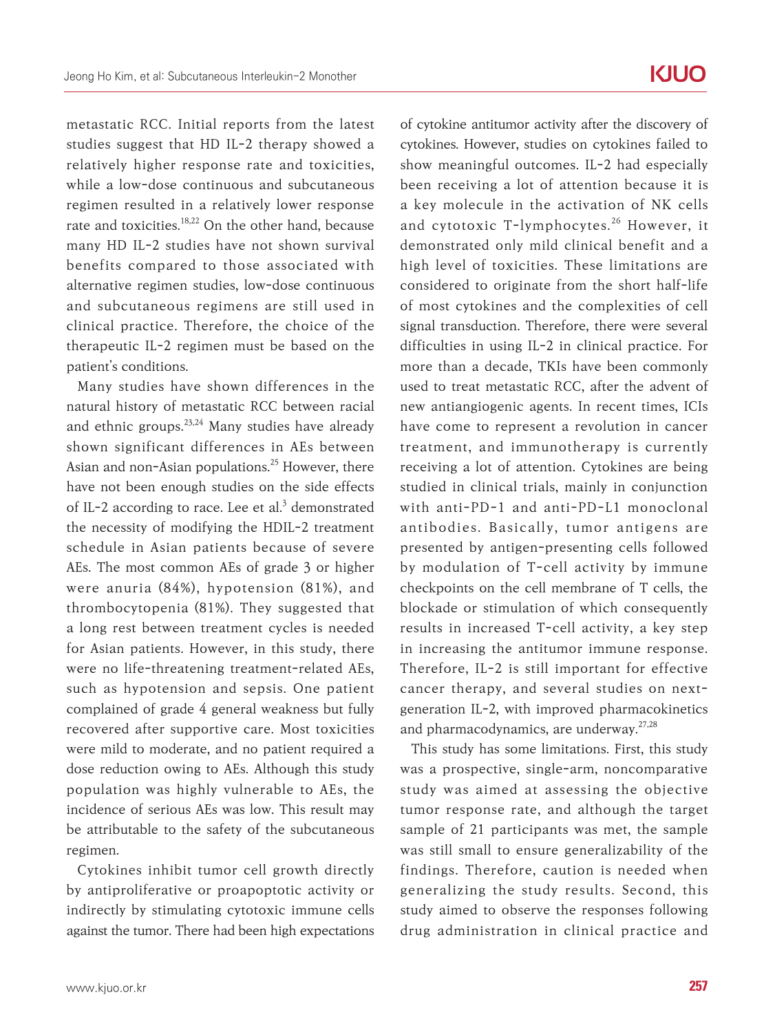metastatic RCC. Initial reports from the latest studies suggest that HD IL-2 therapy showed a relatively higher response rate and toxicities, while a low-dose continuous and subcutaneous regimen resulted in a relatively lower response rate and toxicities.[18,22] On the other hand, because many HD IL-2 studies have not shown survival benefits compared to those associated with alternative regimen studies, low-dose continuous and subcutaneous regimens are still used in clinical practice. Therefore, the choice of the therapeutic IL-2 regimen must be based on the patient's conditions.

Many studies have shown differences in the natural history of metastatic RCC between racial and ethnic groups.[23,24] Many studies have already shown significant differences in AEs between Asian and non-Asian populations.[25] However, there have not been enough studies on the side effects of IL-2 according to race. Lee et al.[3] demonstrated the necessity of modifying the HDIL-2 treatment schedule in Asian patients because of severe AEs. The most common AEs of grade 3 or higher were anuria (84%), hypotension (81%), and thrombocytopenia (81%). They suggested that a long rest between treatment cycles is needed for Asian patients. However, in this study, there were no life-threatening treatment-related AEs, such as hypotension and sepsis. One patient complained of grade 4 general weakness but fully recovered after supportive care. Most toxicities were mild to moderate, and no patient required a dose reduction owing to AEs. Although this study population was highly vulnerable to AEs, the incidence of serious AEs was low. This result may be attributable to the safety of the subcutaneous regimen.

Cytokines inhibit tumor cell growth directly by antiproliferative or proapoptotic activity or indirectly by stimulating cytotoxic immune cells against the tumor. There had been high expectations of cytokine antitumor activity after the discovery of cytokines. However, studies on cytokines failed to show meaningful outcomes. IL-2 had especially been receiving a lot of attention because it is a key molecule in the activation of NK cells and cytotoxic T-lymphocytes.[26] However, it demonstrated only mild clinical benefit and a high level of toxicities. These limitations are considered to originate from the short half-life of most cytokines and the complexities of cell signal transduction. Therefore, there were several difficulties in using IL-2 in clinical practice. For more than a decade, TKIs have been commonly used to treat metastatic RCC, after the advent of new antiangiogenic agents. In recent times, ICIs have come to represent a revolution in cancer treatment, and immunotherapy is currently receiving a lot of attention. Cytokines are being studied in clinical trials, mainly in conjunction with anti-PD-1 and anti-PD-L1 monoclonal antibodies. Basically, tumor antigens are presented by antigen-presenting cells followed by modulation of T-cell activity by immune checkpoints on the cell membrane of T cells, the blockade or stimulation of which consequently results in increased T-cell activity, a key step in increasing the antitumor immune response. Therefore, IL-2 is still important for effective cancer therapy, and several studies on next-generation IL-2, with improved pharmacokinetics and pharmacodynamics, are underway.[27,28]

This study has some limitations. First, this study was a prospective, single-arm, noncomparative study was aimed at assessing the objective tumor response rate, and although the target sample of 21 participants was met, the sample was still small to ensure generalizability of the findings. Therefore, caution is needed when generalizing the study results. Second, this study aimed to observe the responses following drug administration in clinical practice and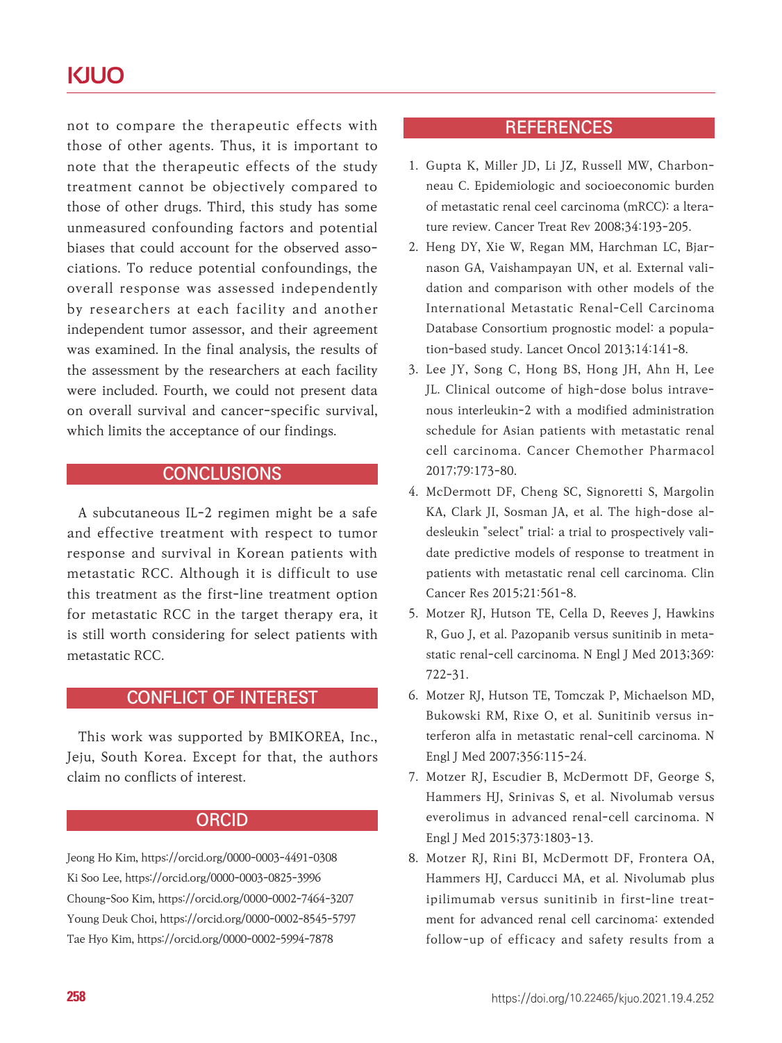not to compare the therapeutic effects with those of other agents. Thus, it is important to note that the therapeutic effects of the study treatment cannot be objectively compared to those of other drugs. Third, this study has some unmeasured confounding factors and potential biases that could account for the observed associations. To reduce potential confoundings, the overall response was assessed independently by researchers at each facility and another independent tumor assessor, and their agreement was examined. In the final analysis, the results of the assessment by the researchers at each facility were included. Fourth, we could not present data on overall survival and cancer-specific survival, which limits the acceptance of our findings.

## CONCLUSIONS

A subcutaneous IL-2 regimen might be a safe and effective treatment with respect to tumor response and survival in Korean patients with metastatic RCC. Although it is difficult to use this treatment as the first-line treatment option for metastatic RCC in the target therapy era, it is still worth considering for select patients with metastatic RCC.

## CONFLICT OF INTEREST

This work was supported by BMIKOREA, Inc., Jeju, South Korea. Except for that, the authors claim no conflicts of interest.

## ORCID

Jeong Ho Kim, https://orcid.org/0000-0003-4491-0308
Ki Soo Lee, https://orcid.org/0000-0003-0825-3996
Choung-Soo Kim, https://orcid.org/0000-0002-7464-3207
Young Deuk Choi, https://orcid.org/0000-0002-8545-5797
Tae Hyo Kim, https://orcid.org/0000-0002-5994-7878

## REFERENCES

1. Gupta K, Miller JD, Li JZ, Russell MW, Charbonneau C. Epidemiologic and socioeconomic burden of metastatic renal ceel carcinoma (mRCC): a lterature review. Cancer Treat Rev 2008;34:193-205.
2. Heng DY, Xie W, Regan MM, Harchman LC, Bjarnason GA, Vaishampayan UN, et al. External validation and comparison with other models of the International Metastatic Renal-Cell Carcinoma Database Consortium prognostic model: a population-based study. Lancet Oncol 2013;14:141-8.
3. Lee JY, Song C, Hong BS, Hong JH, Ahn H, Lee JL. Clinical outcome of high-dose bolus intravenous interleukin-2 with a modified administration schedule for Asian patients with metastatic renal cell carcinoma. Cancer Chemother Pharmacol 2017;79:173-80.
4. McDermott DF, Cheng SC, Signoretti S, Margolin KA, Clark JI, Sosman JA, et al. The high-dose aldesleukin "select" trial: a trial to prospectively validate predictive models of response to treatment in patients with metastatic renal cell carcinoma. Clin Cancer Res 2015;21:561-8.
5. Motzer RJ, Hutson TE, Cella D, Reeves J, Hawkins R, Guo J, et al. Pazopanib versus sunitinib in metastatic renal-cell carcinoma. N Engl J Med 2013;369:722-31.
6. Motzer RJ, Hutson TE, Tomczak P, Michaelson MD, Bukowski RM, Rixe O, et al. Sunitinib versus interferon alfa in metastatic renal-cell carcinoma. N Engl J Med 2007;356:115-24.
7. Motzer RJ, Escudier B, McDermott DF, George S, Hammers HJ, Srinivas S, et al. Nivolumab versus everolimus in advanced renal-cell carcinoma. N Engl J Med 2015;373:1803-13.
8. Motzer RJ, Rini BI, McDermott DF, Frontera OA, Hammers HJ, Carducci MA, et al. Nivolumab plus ipilimumab versus sunitinib in first-line treatment for advanced renal cell carcinoma: extended follow-up of efficacy and safety results from a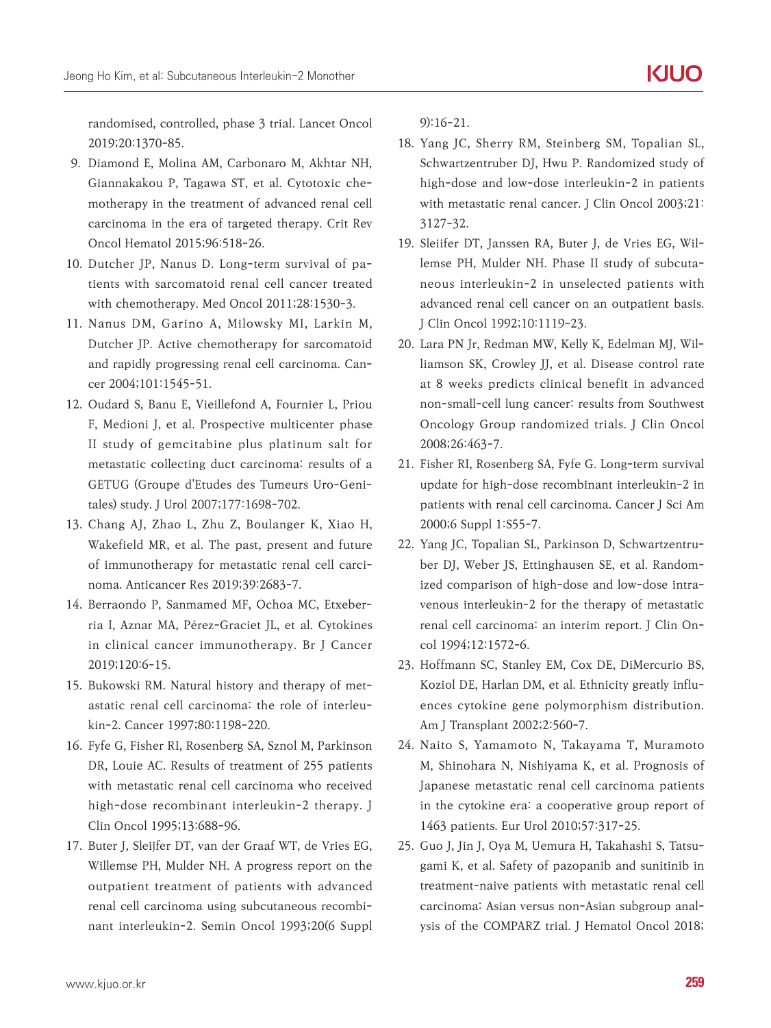randomised, controlled, phase 3 trial. Lancet Oncol 2019;20:1370-85.

9. Diamond E, Molina AM, Carbonaro M, Akhtar NH, Giannakakou P, Tagawa ST, et al. Cytotoxic chemotherapy in the treatment of advanced renal cell carcinoma in the era of targeted therapy. Crit Rev Oncol Hematol 2015;96:518-26.
10. Dutcher JP, Nanus D. Long-term survival of patients with sarcomatoid renal cell cancer treated with chemotherapy. Med Oncol 2011;28:1530-3.
11. Nanus DM, Garino A, Milowsky MI, Larkin M, Dutcher JP. Active chemotherapy for sarcomatoid and rapidly progressing renal cell carcinoma. Cancer 2004;101:1545-51.
12. Oudard S, Banu E, Vieillefond A, Fournier L, Priou F, Medioni J, et al. Prospective multicenter phase II study of gemcitabine plus platinum salt for metastatic collecting duct carcinoma: results of a GETUG (Groupe d'Etudes des Tumeurs Uro-Genitales) study. J Urol 2007;177:1698-702.
13. Chang AJ, Zhao L, Zhu Z, Boulanger K, Xiao H, Wakefield MR, et al. The past, present and future of immunotherapy for metastatic renal cell carcinoma. Anticancer Res 2019;39:2683-7.
14. Berraondo P, Sanmamed MF, Ochoa MC, Etxeberria I, Aznar MA, Pérez-Graciet JL, et al. Cytokines in clinical cancer immunotherapy. Br J Cancer 2019;120:6-15.
15. Bukowski RM. Natural history and therapy of metastatic renal cell carcinoma: the role of interleukin-2. Cancer 1997;80:1198-220.
16. Fyfe G, Fisher RI, Rosenberg SA, Sznol M, Parkinson DR, Louie AC. Results of treatment of 255 patients with metastatic renal cell carcinoma who received high-dose recombinant interleukin-2 therapy. J Clin Oncol 1995;13:688-96.
17. Buter J, Sleijfer DT, van der Graaf WT, de Vries EG, Willemse PH, Mulder NH. A progress report on the outpatient treatment of patients with advanced renal cell carcinoma using subcutaneous recombinant interleukin-2. Semin Oncol 1993;20(6 Suppl 9):16-21.
18. Yang JC, Sherry RM, Steinberg SM, Topalian SL, Schwartzentruber DJ, Hwu P. Randomized study of high-dose and low-dose interleukin-2 in patients with metastatic renal cancer. J Clin Oncol 2003;21:3127-32.
19. Sleiifer DT, Janssen RA, Buter J, de Vries EG, Willemse PH, Mulder NH. Phase II study of subcutaneous interleukin-2 in unselected patients with advanced renal cell cancer on an outpatient basis. J Clin Oncol 1992;10:1119-23.
20. Lara PN Jr, Redman MW, Kelly K, Edelman MJ, Williamson SK, Crowley JJ, et al. Disease control rate at 8 weeks predicts clinical benefit in advanced non-small-cell lung cancer: results from Southwest Oncology Group randomized trials. J Clin Oncol 2008;26:463-7.
21. Fisher RI, Rosenberg SA, Fyfe G. Long-term survival update for high-dose recombinant interleukin-2 in patients with renal cell carcinoma. Cancer J Sci Am 2000;6 Suppl 1:S55-7.
22. Yang JC, Topalian SL, Parkinson D, Schwartzentruber DJ, Weber JS, Ettinghausen SE, et al. Randomized comparison of high-dose and low-dose intravenous interleukin-2 for the therapy of metastatic renal cell carcinoma: an interim report. J Clin Oncol 1994;12:1572-6.
23. Hoffmann SC, Stanley EM, Cox DE, DiMercurio BS, Koziol DE, Harlan DM, et al. Ethnicity greatly influences cytokine gene polymorphism distribution. Am J Transplant 2002;2:560-7.
24. Naito S, Yamamoto N, Takayama T, Muramoto M, Shinohara N, Nishiyama K, et al. Prognosis of Japanese metastatic renal cell carcinoma patients in the cytokine era: a cooperative group report of 1463 patients. Eur Urol 2010;57:317-25.
25. Guo J, Jin J, Oya M, Uemura H, Takahashi S, Tatsugami K, et al. Safety of pazopanib and sunitinib in treatment-naive patients with metastatic renal cell carcinoma: Asian versus non-Asian subgroup analysis of the COMPARZ trial. J Hematol Oncol 2018;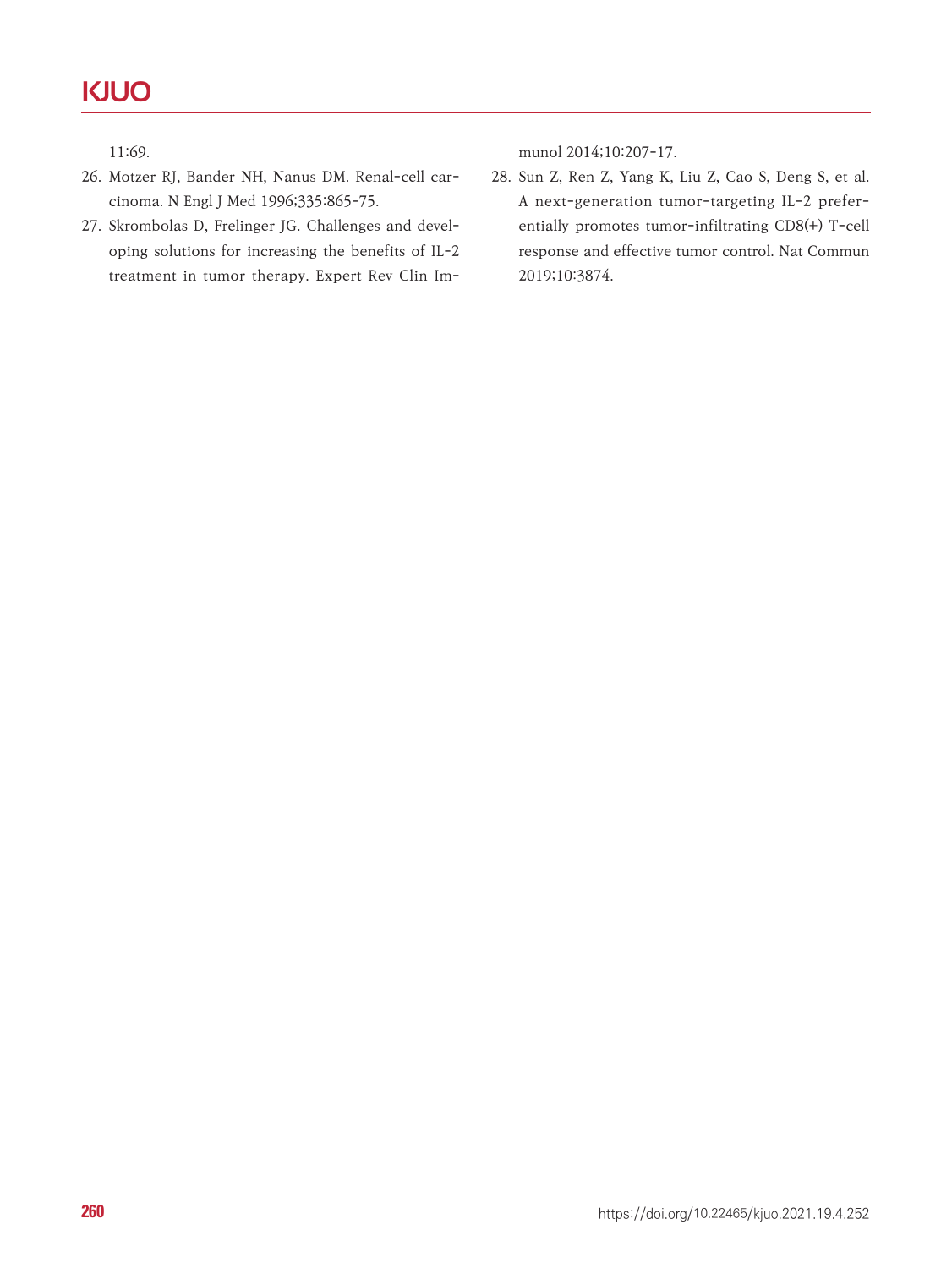11:69.

26. Motzer RJ, Bander NH, Nanus DM. Renal-cell carcinoma. N Engl J Med 1996;335:865-75.
27. Skrombolas D, Frelinger JG. Challenges and developing solutions for increasing the benefits of IL-2 treatment in tumor therapy. Expert Rev Clin Immunol 2014;10:207-17.
28. Sun Z, Ren Z, Yang K, Liu Z, Cao S, Deng S, et al. A next-generation tumor-targeting IL-2 preferentially promotes tumor-infiltrating CD8(+) T-cell response and effective tumor control. Nat Commun 2019;10:3874.